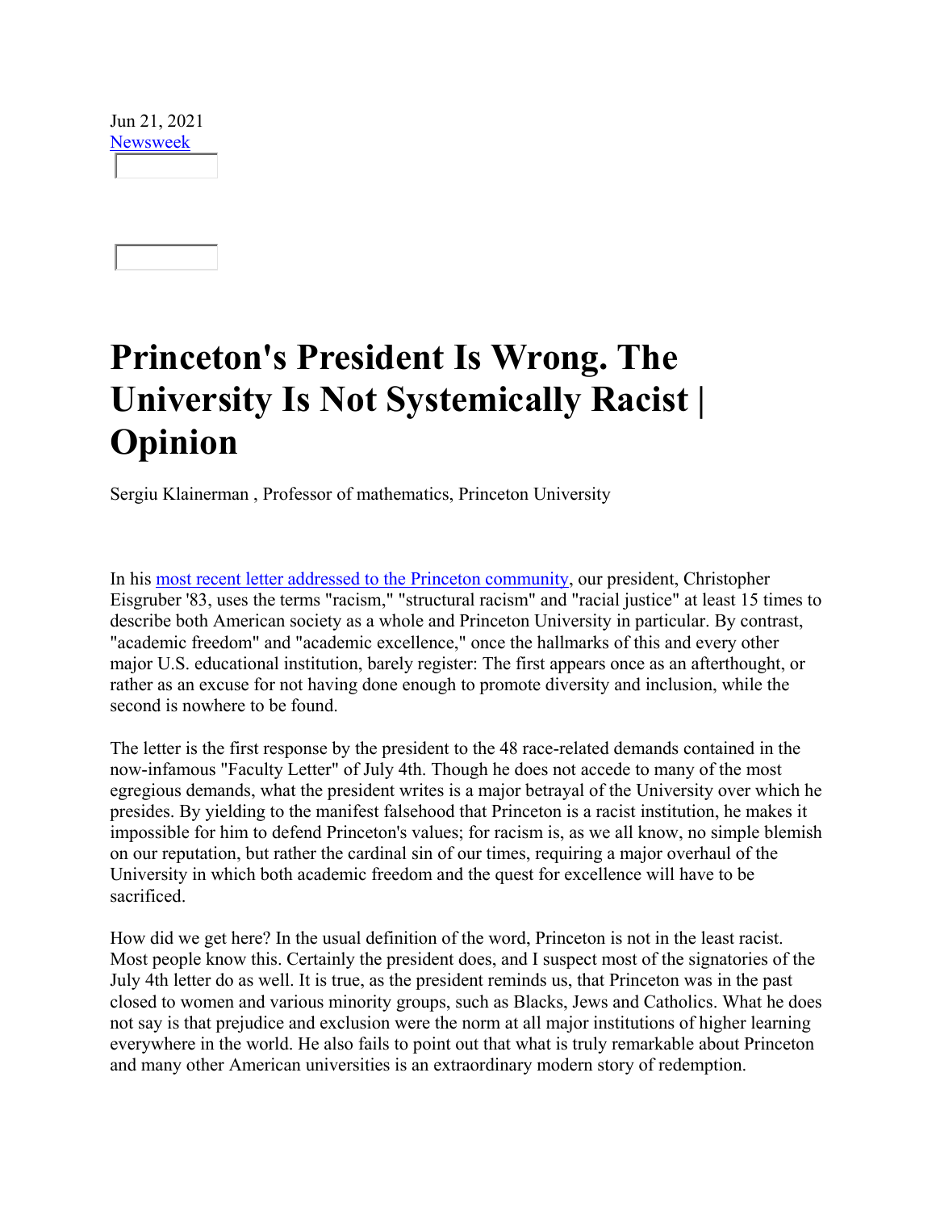Jun 21, 2021
Newsweek

# Princeton's President Is Wrong. The University Is Not Systemically Racist | Opinion

Sergiu Klainerman , Professor of mathematics, Princeton University

In his most recent letter addressed to the Princeton community, our president, Christopher Eisgruber '83, uses the terms "racism," "structural racism" and "racial justice" at least 15 times to describe both American society as a whole and Princeton University in particular. By contrast, "academic freedom" and "academic excellence," once the hallmarks of this and every other major U.S. educational institution, barely register: The first appears once as an afterthought, or rather as an excuse for not having done enough to promote diversity and inclusion, while the second is nowhere to be found.

The letter is the first response by the president to the 48 race-related demands contained in the now-infamous "Faculty Letter" of July 4th. Though he does not accede to many of the most egregious demands, what the president writes is a major betrayal of the University over which he presides. By yielding to the manifest falsehood that Princeton is a racist institution, he makes it impossible for him to defend Princeton's values; for racism is, as we all know, no simple blemish on our reputation, but rather the cardinal sin of our times, requiring a major overhaul of the University in which both academic freedom and the quest for excellence will have to be sacrificed.

How did we get here? In the usual definition of the word, Princeton is not in the least racist. Most people know this. Certainly the president does, and I suspect most of the signatories of the July 4th letter do as well. It is true, as the president reminds us, that Princeton was in the past closed to women and various minority groups, such as Blacks, Jews and Catholics. What he does not say is that prejudice and exclusion were the norm at all major institutions of higher learning everywhere in the world. He also fails to point out that what is truly remarkable about Princeton and many other American universities is an extraordinary modern story of redemption.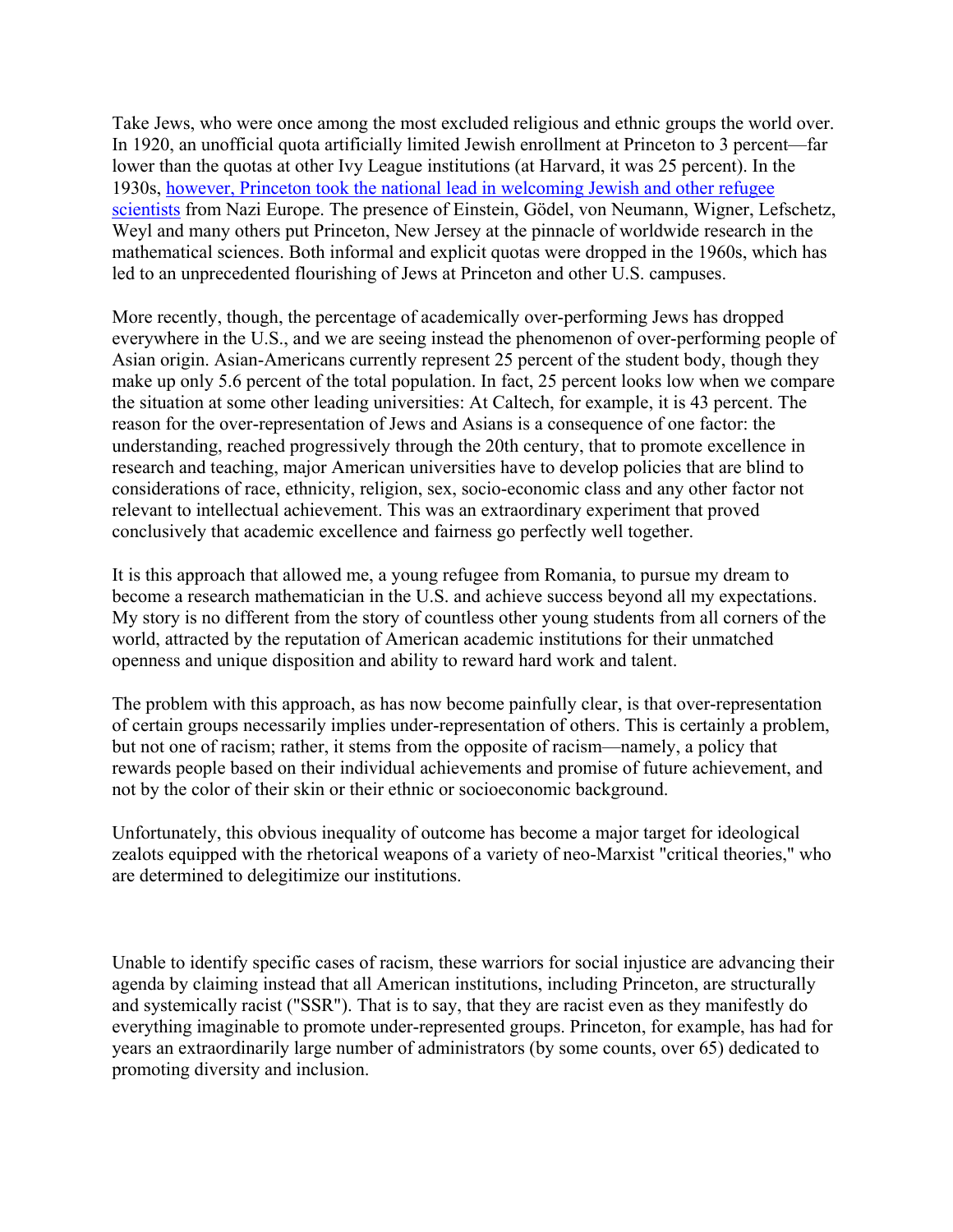Take Jews, who were once among the most excluded religious and ethnic groups the world over. In 1920, an unofficial quota artificially limited Jewish enrollment at Princeton to 3 percent—far lower than the quotas at other Ivy League institutions (at Harvard, it was 25 percent). In the 1930s, however, Princeton took the national lead in welcoming Jewish and other refugee scientists from Nazi Europe. The presence of Einstein, Gödel, von Neumann, Wigner, Lefschetz, Weyl and many others put Princeton, New Jersey at the pinnacle of worldwide research in the mathematical sciences. Both informal and explicit quotas were dropped in the 1960s, which has led to an unprecedented flourishing of Jews at Princeton and other U.S. campuses.

More recently, though, the percentage of academically over-performing Jews has dropped everywhere in the U.S., and we are seeing instead the phenomenon of over-performing people of Asian origin. Asian-Americans currently represent 25 percent of the student body, though they make up only 5.6 percent of the total population. In fact, 25 percent looks low when we compare the situation at some other leading universities: At Caltech, for example, it is 43 percent. The reason for the over-representation of Jews and Asians is a consequence of one factor: the understanding, reached progressively through the 20th century, that to promote excellence in research and teaching, major American universities have to develop policies that are blind to considerations of race, ethnicity, religion, sex, socio-economic class and any other factor not relevant to intellectual achievement. This was an extraordinary experiment that proved conclusively that academic excellence and fairness go perfectly well together.

It is this approach that allowed me, a young refugee from Romania, to pursue my dream to become a research mathematician in the U.S. and achieve success beyond all my expectations. My story is no different from the story of countless other young students from all corners of the world, attracted by the reputation of American academic institutions for their unmatched openness and unique disposition and ability to reward hard work and talent.

The problem with this approach, as has now become painfully clear, is that over-representation of certain groups necessarily implies under-representation of others. This is certainly a problem, but not one of racism; rather, it stems from the opposite of racism—namely, a policy that rewards people based on their individual achievements and promise of future achievement, and not by the color of their skin or their ethnic or socioeconomic background.

Unfortunately, this obvious inequality of outcome has become a major target for ideological zealots equipped with the rhetorical weapons of a variety of neo-Marxist "critical theories," who are determined to delegitimize our institutions.

Unable to identify specific cases of racism, these warriors for social injustice are advancing their agenda by claiming instead that all American institutions, including Princeton, are structurally and systemically racist ("SSR"). That is to say, that they are racist even as they manifestly do everything imaginable to promote under-represented groups. Princeton, for example, has had for years an extraordinarily large number of administrators (by some counts, over 65) dedicated to promoting diversity and inclusion.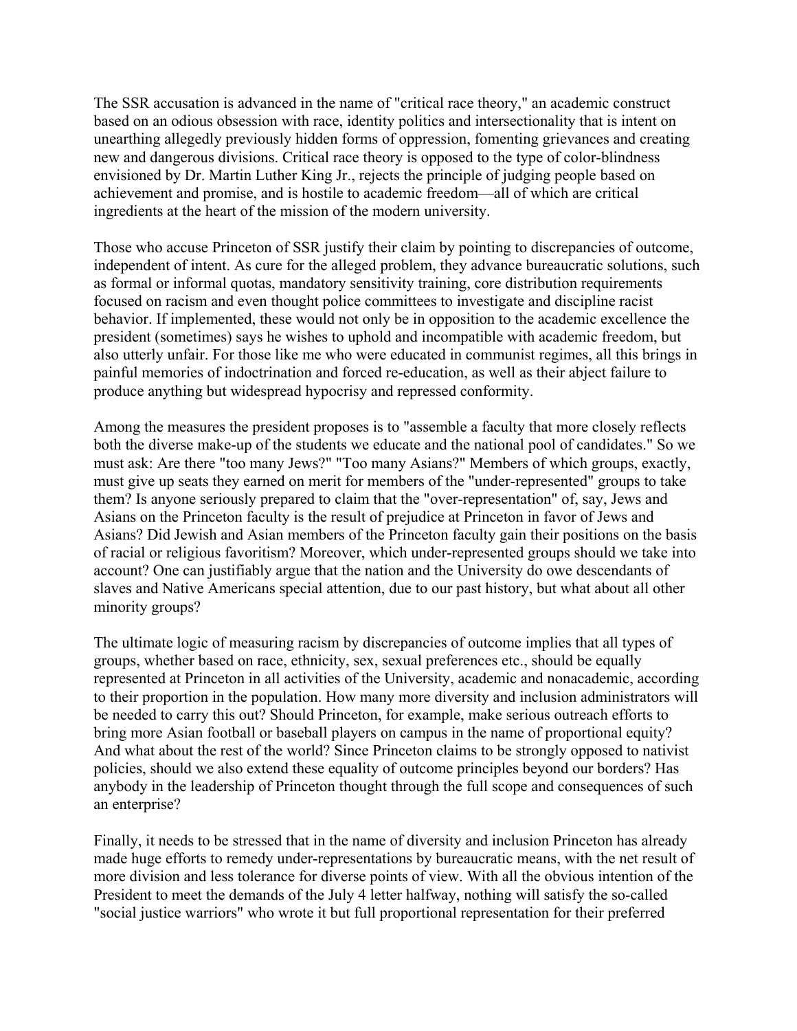The SSR accusation is advanced in the name of "critical race theory," an academic construct based on an odious obsession with race, identity politics and intersectionality that is intent on unearthing allegedly previously hidden forms of oppression, fomenting grievances and creating new and dangerous divisions. Critical race theory is opposed to the type of color-blindness envisioned by Dr. Martin Luther King Jr., rejects the principle of judging people based on achievement and promise, and is hostile to academic freedom—all of which are critical ingredients at the heart of the mission of the modern university.

Those who accuse Princeton of SSR justify their claim by pointing to discrepancies of outcome, independent of intent. As cure for the alleged problem, they advance bureaucratic solutions, such as formal or informal quotas, mandatory sensitivity training, core distribution requirements focused on racism and even thought police committees to investigate and discipline racist behavior. If implemented, these would not only be in opposition to the academic excellence the president (sometimes) says he wishes to uphold and incompatible with academic freedom, but also utterly unfair. For those like me who were educated in communist regimes, all this brings in painful memories of indoctrination and forced re-education, as well as their abject failure to produce anything but widespread hypocrisy and repressed conformity.

Among the measures the president proposes is to "assemble a faculty that more closely reflects both the diverse make-up of the students we educate and the national pool of candidates." So we must ask: Are there "too many Jews?" "Too many Asians?" Members of which groups, exactly, must give up seats they earned on merit for members of the "under-represented" groups to take them? Is anyone seriously prepared to claim that the "over-representation" of, say, Jews and Asians on the Princeton faculty is the result of prejudice at Princeton in favor of Jews and Asians? Did Jewish and Asian members of the Princeton faculty gain their positions on the basis of racial or religious favoritism? Moreover, which under-represented groups should we take into account? One can justifiably argue that the nation and the University do owe descendants of slaves and Native Americans special attention, due to our past history, but what about all other minority groups?

The ultimate logic of measuring racism by discrepancies of outcome implies that all types of groups, whether based on race, ethnicity, sex, sexual preferences etc., should be equally represented at Princeton in all activities of the University, academic and nonacademic, according to their proportion in the population. How many more diversity and inclusion administrators will be needed to carry this out? Should Princeton, for example, make serious outreach efforts to bring more Asian football or baseball players on campus in the name of proportional equity? And what about the rest of the world? Since Princeton claims to be strongly opposed to nativist policies, should we also extend these equality of outcome principles beyond our borders? Has anybody in the leadership of Princeton thought through the full scope and consequences of such an enterprise?

Finally, it needs to be stressed that in the name of diversity and inclusion Princeton has already made huge efforts to remedy under-representations by bureaucratic means, with the net result of more division and less tolerance for diverse points of view. With all the obvious intention of the President to meet the demands of the July 4 letter halfway, nothing will satisfy the so-called "social justice warriors" who wrote it but full proportional representation for their preferred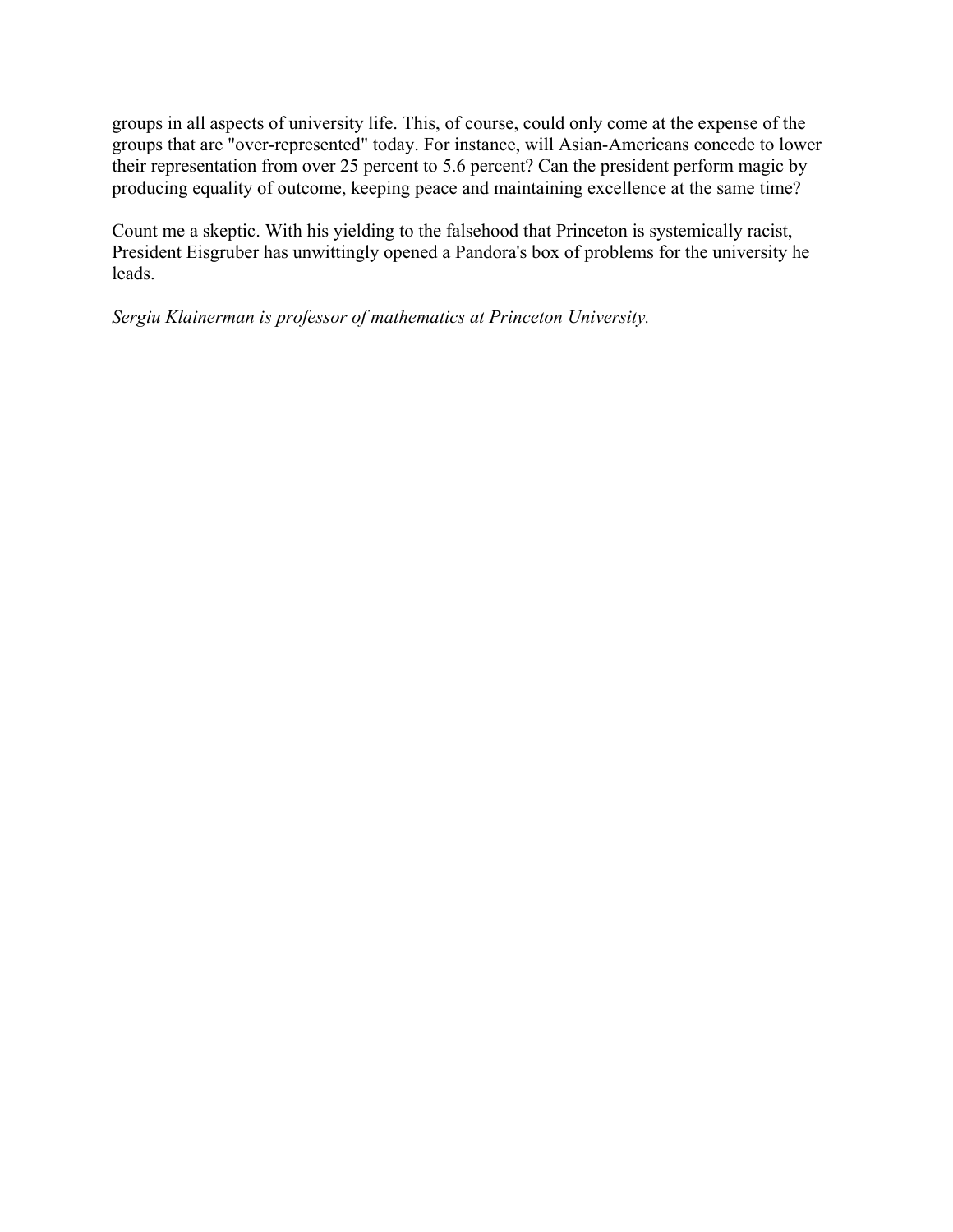groups in all aspects of university life. This, of course, could only come at the expense of the groups that are "over-represented" today. For instance, will Asian-Americans concede to lower their representation from over 25 percent to 5.6 percent? Can the president perform magic by producing equality of outcome, keeping peace and maintaining excellence at the same time?

Count me a skeptic. With his yielding to the falsehood that Princeton is systemically racist, President Eisgruber has unwittingly opened a Pandora's box of problems for the university he leads.

*Sergiu Klainerman is professor of mathematics at Princeton University.*